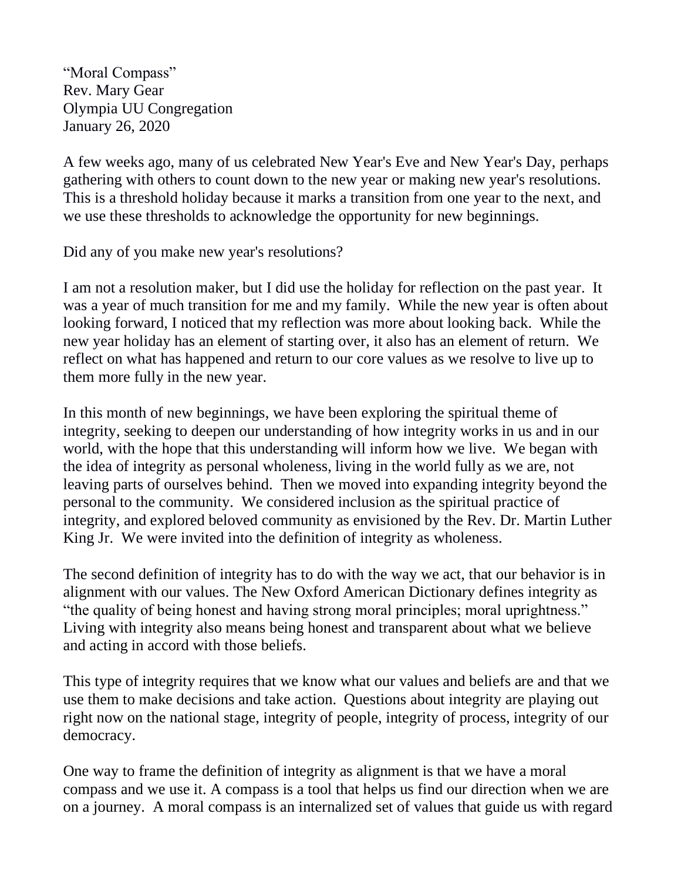"Moral Compass"
Rev. Mary Gear
Olympia UU Congregation
January 26, 2020

A few weeks ago, many of us celebrated New Year's Eve and New Year's Day, perhaps gathering with others to count down to the new year or making new year's resolutions. This is a threshold holiday because it marks a transition from one year to the next, and we use these thresholds to acknowledge the opportunity for new beginnings.

Did any of you make new year's resolutions?

I am not a resolution maker, but I did use the holiday for reflection on the past year. It was a year of much transition for me and my family. While the new year is often about looking forward, I noticed that my reflection was more about looking back. While the new year holiday has an element of starting over, it also has an element of return. We reflect on what has happened and return to our core values as we resolve to live up to them more fully in the new year.

In this month of new beginnings, we have been exploring the spiritual theme of integrity, seeking to deepen our understanding of how integrity works in us and in our world, with the hope that this understanding will inform how we live. We began with the idea of integrity as personal wholeness, living in the world fully as we are, not leaving parts of ourselves behind. Then we moved into expanding integrity beyond the personal to the community. We considered inclusion as the spiritual practice of integrity, and explored beloved community as envisioned by the Rev. Dr. Martin Luther King Jr. We were invited into the definition of integrity as wholeness.

The second definition of integrity has to do with the way we act, that our behavior is in alignment with our values. The New Oxford American Dictionary defines integrity as "the quality of being honest and having strong moral principles; moral uprightness." Living with integrity also means being honest and transparent about what we believe and acting in accord with those beliefs.

This type of integrity requires that we know what our values and beliefs are and that we use them to make decisions and take action. Questions about integrity are playing out right now on the national stage, integrity of people, integrity of process, integrity of our democracy.

One way to frame the definition of integrity as alignment is that we have a moral compass and we use it. A compass is a tool that helps us find our direction when we are on a journey. A moral compass is an internalized set of values that guide us with regard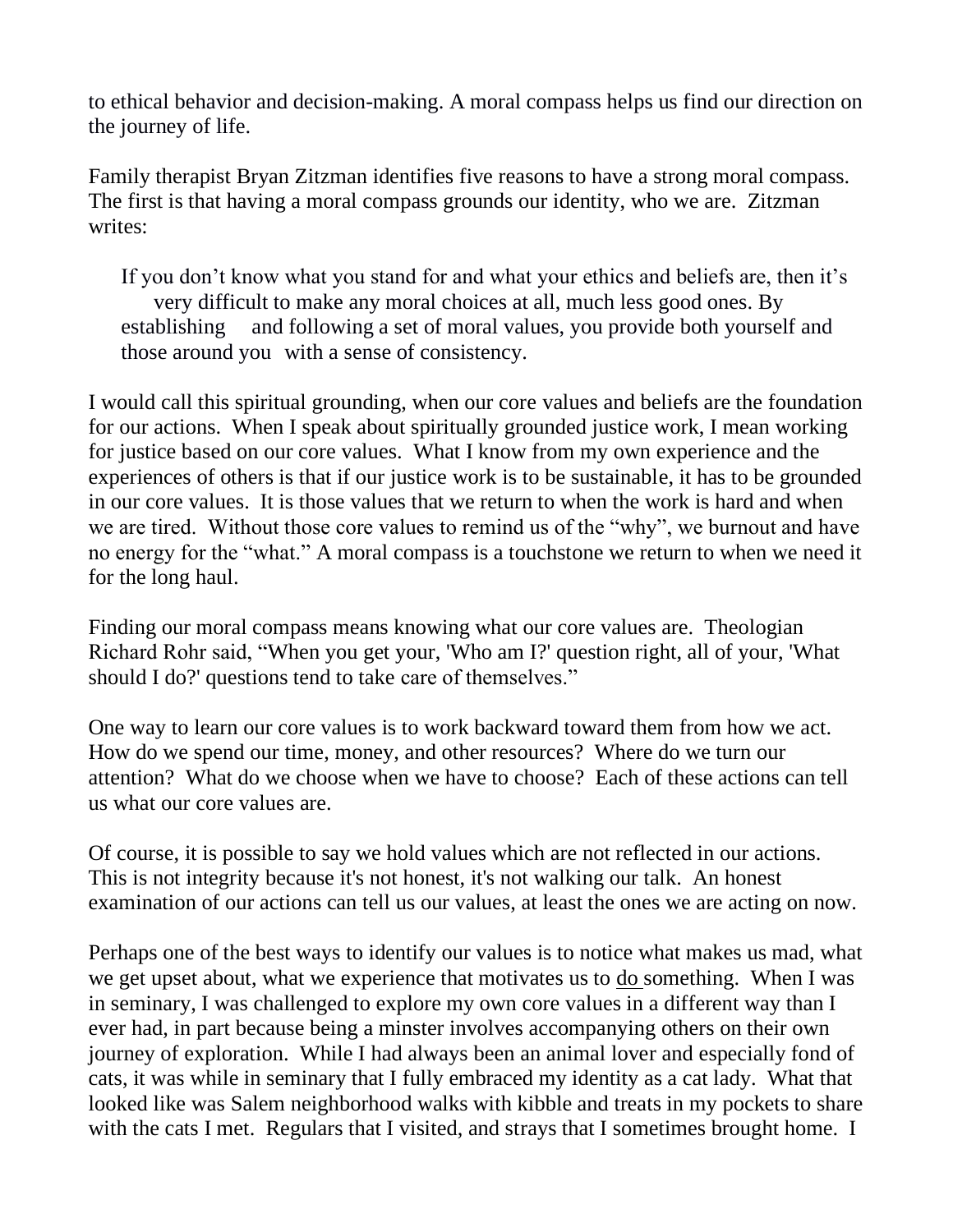to ethical behavior and decision-making. A moral compass helps us find our direction on the journey of life.

Family therapist Bryan Zitzman identifies five reasons to have a strong moral compass. The first is that having a moral compass grounds our identity, who we are. Zitzman writes:

> If you don't know what you stand for and what your ethics and beliefs are, then it's very difficult to make any moral choices at all, much less good ones. By establishing and following a set of moral values, you provide both yourself and those around you with a sense of consistency.

I would call this spiritual grounding, when our core values and beliefs are the foundation for our actions. When I speak about spiritually grounded justice work, I mean working for justice based on our core values. What I know from my own experience and the experiences of others is that if our justice work is to be sustainable, it has to be grounded in our core values. It is those values that we return to when the work is hard and when we are tired. Without those core values to remind us of the "why", we burnout and have no energy for the "what." A moral compass is a touchstone we return to when we need it for the long haul.

Finding our moral compass means knowing what our core values are. Theologian Richard Rohr said, "When you get your, 'Who am I?' question right, all of your, 'What should I do?' questions tend to take care of themselves."

One way to learn our core values is to work backward toward them from how we act. How do we spend our time, money, and other resources? Where do we turn our attention? What do we choose when we have to choose? Each of these actions can tell us what our core values are.

Of course, it is possible to say we hold values which are not reflected in our actions. This is not integrity because it's not honest, it's not walking our talk. An honest examination of our actions can tell us our values, at least the ones we are acting on now.

Perhaps one of the best ways to identify our values is to notice what makes us mad, what we get upset about, what we experience that motivates us to <u>do</u> something. When I was in seminary, I was challenged to explore my own core values in a different way than I ever had, in part because being a minster involves accompanying others on their own journey of exploration. While I had always been an animal lover and especially fond of cats, it was while in seminary that I fully embraced my identity as a cat lady. What that looked like was Salem neighborhood walks with kibble and treats in my pockets to share with the cats I met. Regulars that I visited, and strays that I sometimes brought home. I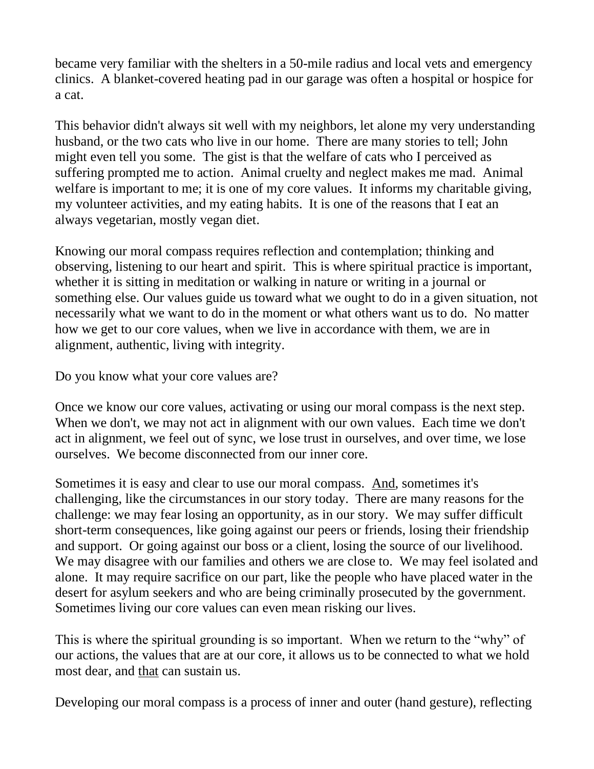became very familiar with the shelters in a 50-mile radius and local vets and emergency clinics. A blanket-covered heating pad in our garage was often a hospital or hospice for a cat.

This behavior didn't always sit well with my neighbors, let alone my very understanding husband, or the two cats who live in our home. There are many stories to tell; John might even tell you some. The gist is that the welfare of cats who I perceived as suffering prompted me to action. Animal cruelty and neglect makes me mad. Animal welfare is important to me; it is one of my core values. It informs my charitable giving, my volunteer activities, and my eating habits. It is one of the reasons that I eat an always vegetarian, mostly vegan diet.

Knowing our moral compass requires reflection and contemplation; thinking and observing, listening to our heart and spirit. This is where spiritual practice is important, whether it is sitting in meditation or walking in nature or writing in a journal or something else. Our values guide us toward what we ought to do in a given situation, not necessarily what we want to do in the moment or what others want us to do. No matter how we get to our core values, when we live in accordance with them, we are in alignment, authentic, living with integrity.

Do you know what your core values are?

Once we know our core values, activating or using our moral compass is the next step. When we don't, we may not act in alignment with our own values. Each time we don't act in alignment, we feel out of sync, we lose trust in ourselves, and over time, we lose ourselves. We become disconnected from our inner core.

Sometimes it is easy and clear to use our moral compass. <u>And</u>, sometimes it's challenging, like the circumstances in our story today. There are many reasons for the challenge: we may fear losing an opportunity, as in our story. We may suffer difficult short-term consequences, like going against our peers or friends, losing their friendship and support. Or going against our boss or a client, losing the source of our livelihood. We may disagree with our families and others we are close to. We may feel isolated and alone. It may require sacrifice on our part, like the people who have placed water in the desert for asylum seekers and who are being criminally prosecuted by the government. Sometimes living our core values can even mean risking our lives.

This is where the spiritual grounding is so important. When we return to the "why" of our actions, the values that are at our core, it allows us to be connected to what we hold most dear, and <u>that</u> can sustain us.

Developing our moral compass is a process of inner and outer (hand gesture), reflecting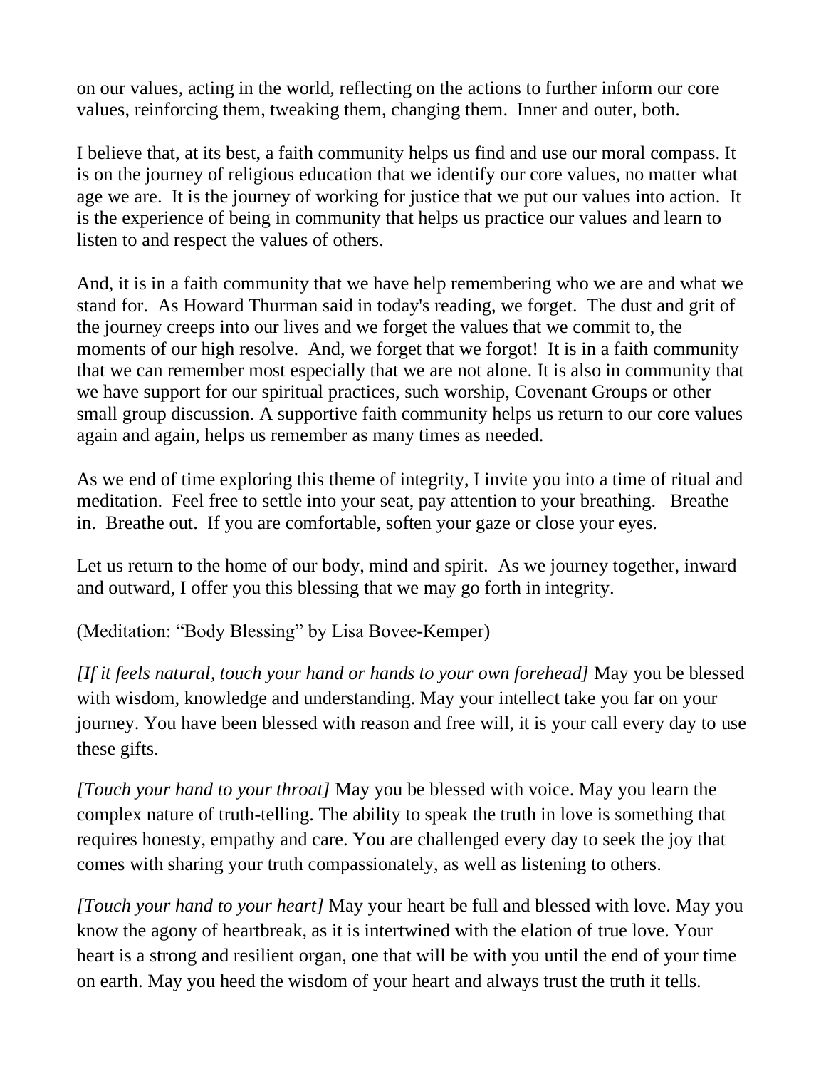on our values, acting in the world, reflecting on the actions to further inform our core values, reinforcing them, tweaking them, changing them. Inner and outer, both.

I believe that, at its best, a faith community helps us find and use our moral compass. It is on the journey of religious education that we identify our core values, no matter what age we are. It is the journey of working for justice that we put our values into action. It is the experience of being in community that helps us practice our values and learn to listen to and respect the values of others.

And, it is in a faith community that we have help remembering who we are and what we stand for. As Howard Thurman said in today's reading, we forget. The dust and grit of the journey creeps into our lives and we forget the values that we commit to, the moments of our high resolve. And, we forget that we forgot! It is in a faith community that we can remember most especially that we are not alone. It is also in community that we have support for our spiritual practices, such worship, Covenant Groups or other small group discussion. A supportive faith community helps us return to our core values again and again, helps us remember as many times as needed.

As we end of time exploring this theme of integrity, I invite you into a time of ritual and meditation. Feel free to settle into your seat, pay attention to your breathing. Breathe in. Breathe out. If you are comfortable, soften your gaze or close your eyes.

Let us return to the home of our body, mind and spirit. As we journey together, inward and outward, I offer you this blessing that we may go forth in integrity.

(Meditation: "Body Blessing" by Lisa Bovee-Kemper)

*[If it feels natural, touch your hand or hands to your own forehead]* May you be blessed with wisdom, knowledge and understanding. May your intellect take you far on your journey. You have been blessed with reason and free will, it is your call every day to use these gifts.

*[Touch your hand to your throat]* May you be blessed with voice. May you learn the complex nature of truth-telling. The ability to speak the truth in love is something that requires honesty, empathy and care. You are challenged every day to seek the joy that comes with sharing your truth compassionately, as well as listening to others.

*[Touch your hand to your heart]* May your heart be full and blessed with love. May you know the agony of heartbreak, as it is intertwined with the elation of true love. Your heart is a strong and resilient organ, one that will be with you until the end of your time on earth. May you heed the wisdom of your heart and always trust the truth it tells.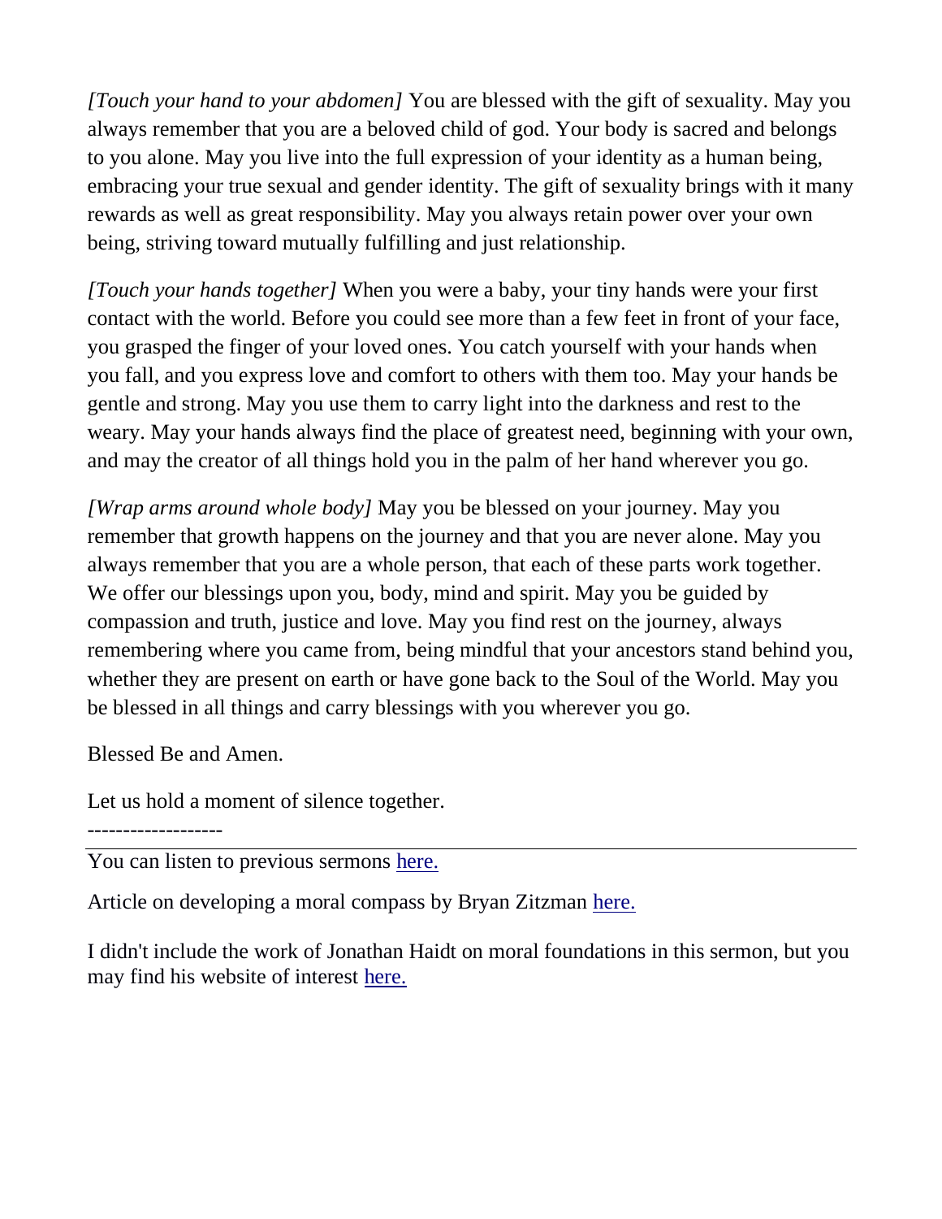*[Touch your hand to your abdomen]* You are blessed with the gift of sexuality. May you always remember that you are a beloved child of god. Your body is sacred and belongs to you alone. May you live into the full expression of your identity as a human being, embracing your true sexual and gender identity. The gift of sexuality brings with it many rewards as well as great responsibility. May you always retain power over your own being, striving toward mutually fulfilling and just relationship.

*[Touch your hands together]* When you were a baby, your tiny hands were your first contact with the world. Before you could see more than a few feet in front of your face, you grasped the finger of your loved ones. You catch yourself with your hands when you fall, and you express love and comfort to others with them too. May your hands be gentle and strong. May you use them to carry light into the darkness and rest to the weary. May your hands always find the place of greatest need, beginning with your own, and may the creator of all things hold you in the palm of her hand wherever you go.

*[Wrap arms around whole body]* May you be blessed on your journey. May you remember that growth happens on the journey and that you are never alone. May you always remember that you are a whole person, that each of these parts work together. We offer our blessings upon you, body, mind and spirit. May you be guided by compassion and truth, justice and love. May you find rest on the journey, always remembering where you came from, being mindful that your ancestors stand behind you, whether they are present on earth or have gone back to the Soul of the World. May you be blessed in all things and carry blessings with you wherever you go.

Blessed Be and Amen.

Let us hold a moment of silence together.

-------------------

---

You can listen to previous sermons here.

Article on developing a moral compass by Bryan Zitzman here.

I didn't include the work of Jonathan Haidt on moral foundations in this sermon, but you may find his website of interest here.